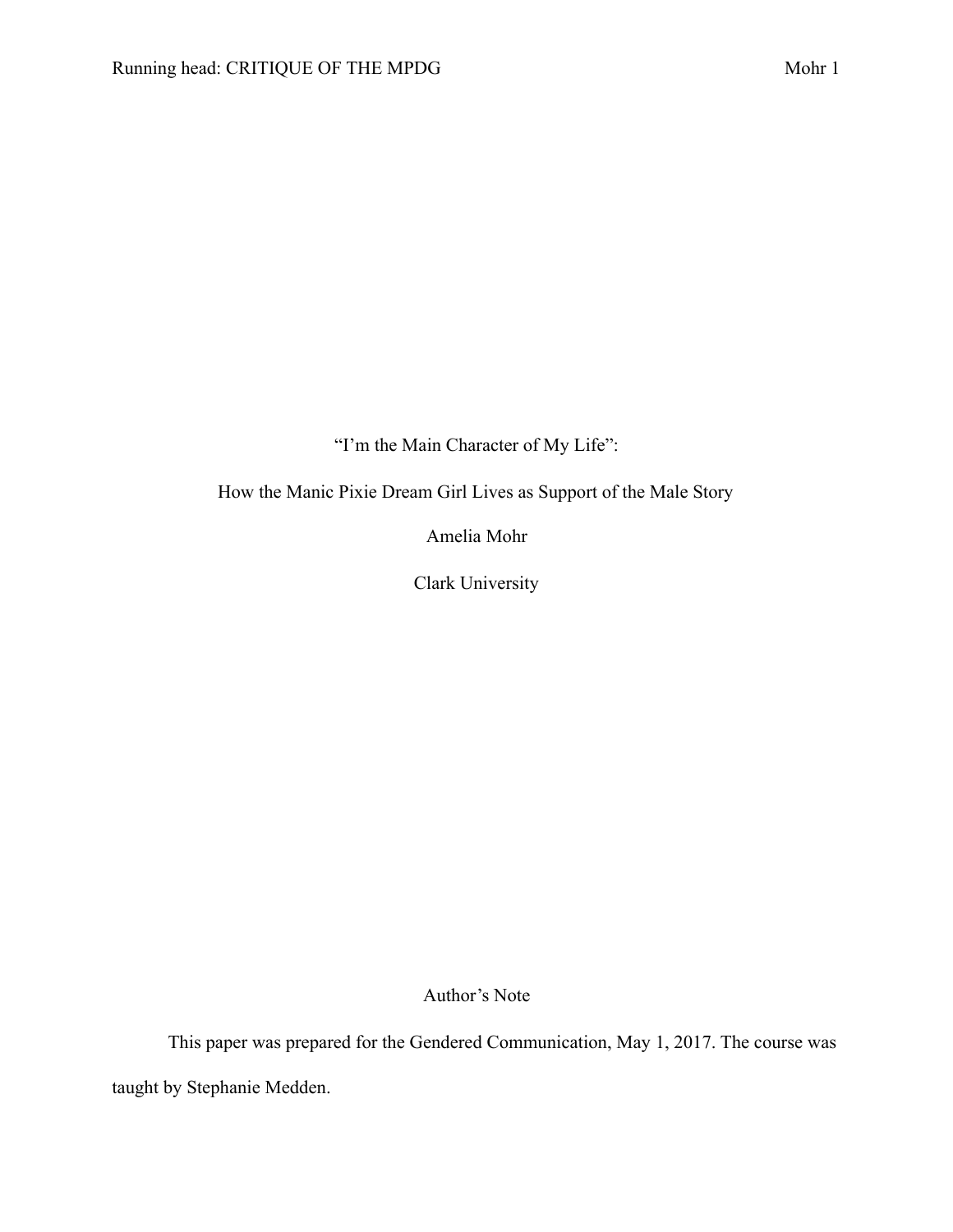# "I'm the Main Character of My Life":

## How the Manic Pixie Dream Girl Lives as Support of the Male Story

Amelia Mohr

Clark University

### Author's Note

This paper was prepared for the Gendered Communication, May 1, 2017. The course was taught by Stephanie Medden.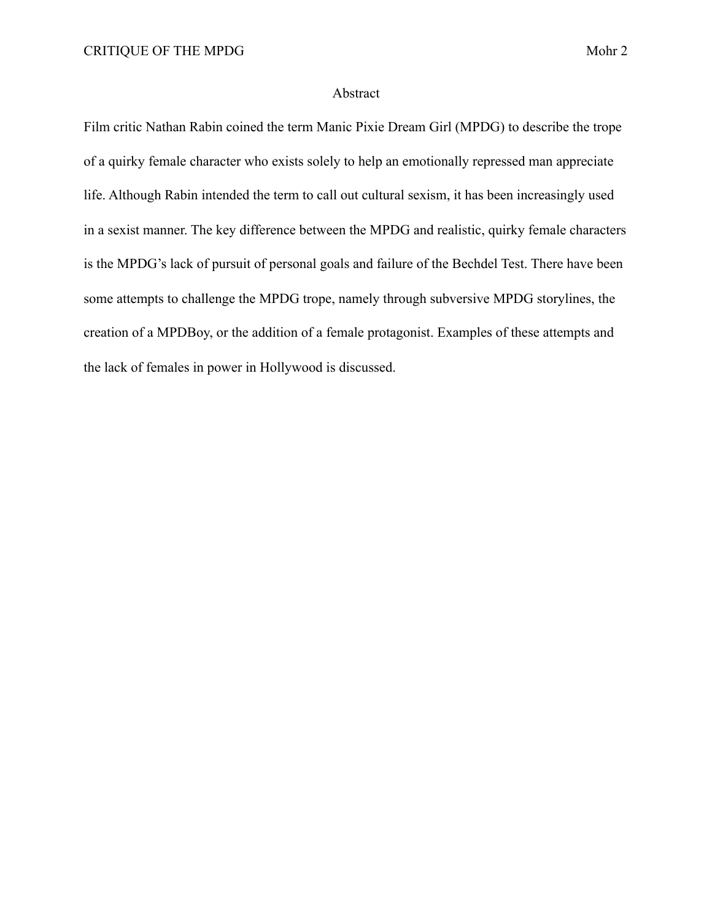# Abstract

Film critic Nathan Rabin coined the term Manic Pixie Dream Girl (MPDG) to describe the trope of a quirky female character who exists solely to help an emotionally repressed man appreciate life. Although Rabin intended the term to call out cultural sexism, it has been increasingly used in a sexist manner. The key difference between the MPDG and realistic, quirky female characters is the MPDG's lack of pursuit of personal goals and failure of the Bechdel Test. There have been some attempts to challenge the MPDG trope, namely through subversive MPDG storylines, the creation of a MPDBoy, or the addition of a female protagonist. Examples of these attempts and the lack of females in power in Hollywood is discussed.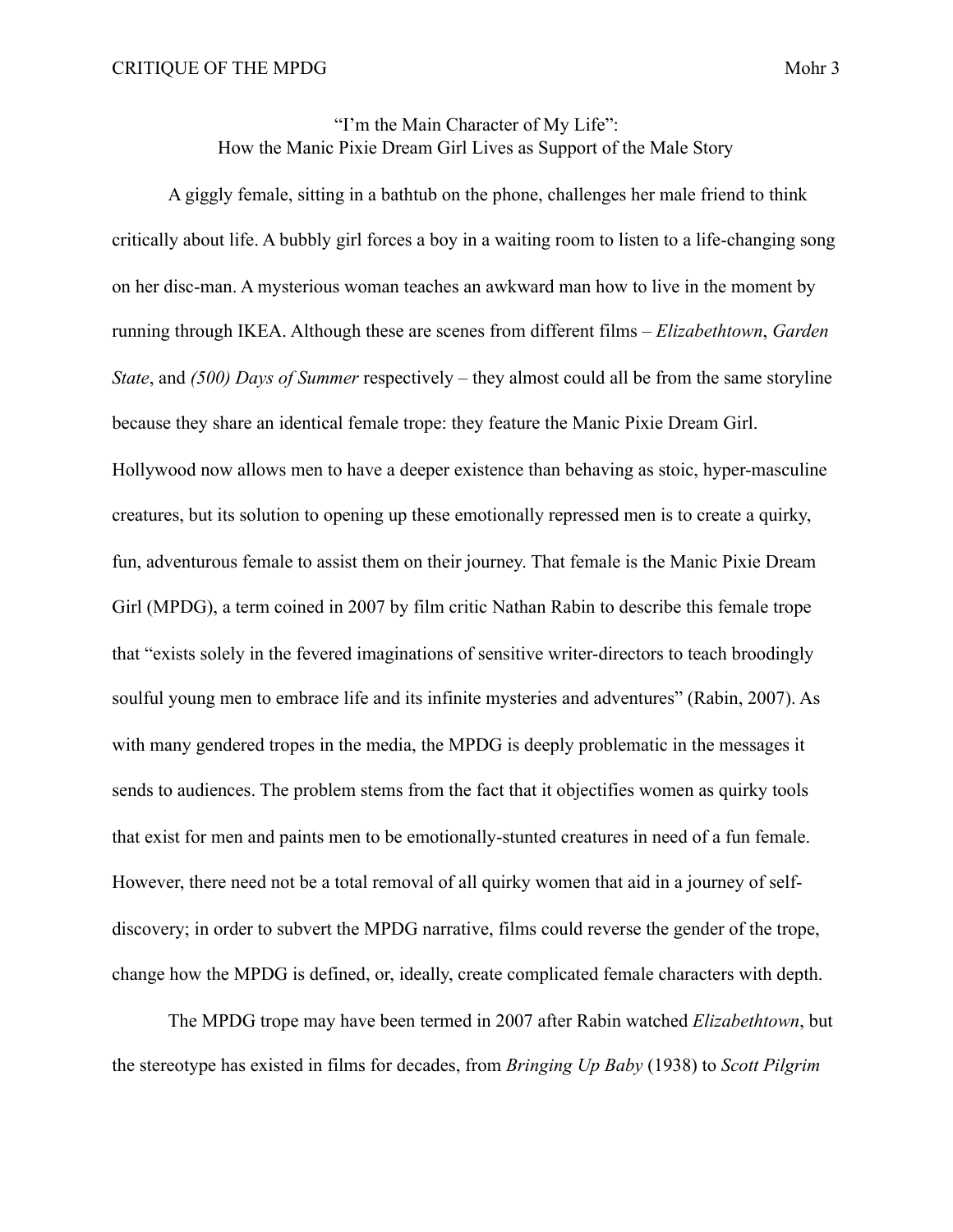# "I'm the Main Character of My Life": How the Manic Pixie Dream Girl Lives as Support of the Male Story

A giggly female, sitting in a bathtub on the phone, challenges her male friend to think critically about life. A bubbly girl forces a boy in a waiting room to listen to a life-changing song on her disc-man. A mysterious woman teaches an awkward man how to live in the moment by running through IKEA. Although these are scenes from different films – *Elizabethtown*, *Garden State*, and *(500) Days of Summer* respectively – they almost could all be from the same storyline because they share an identical female trope: they feature the Manic Pixie Dream Girl. Hollywood now allows men to have a deeper existence than behaving as stoic, hyper-masculine creatures, but its solution to opening up these emotionally repressed men is to create a quirky, fun, adventurous female to assist them on their journey. That female is the Manic Pixie Dream Girl (MPDG), a term coined in 2007 by film critic Nathan Rabin to describe this female trope that "exists solely in the fevered imaginations of sensitive writer-directors to teach broodingly soulful young men to embrace life and its infinite mysteries and adventures" (Rabin, 2007). As with many gendered tropes in the media, the MPDG is deeply problematic in the messages it sends to audiences. The problem stems from the fact that it objectifies women as quirky tools that exist for men and paints men to be emotionally-stunted creatures in need of a fun female. However, there need not be a total removal of all quirky women that aid in a journey of self-discovery; in order to subvert the MPDG narrative, films could reverse the gender of the trope, change how the MPDG is defined, or, ideally, create complicated female characters with depth.

The MPDG trope may have been termed in 2007 after Rabin watched *Elizabethtown*, but the stereotype has existed in films for decades, from *Bringing Up Baby* (1938) to *Scott Pilgrim*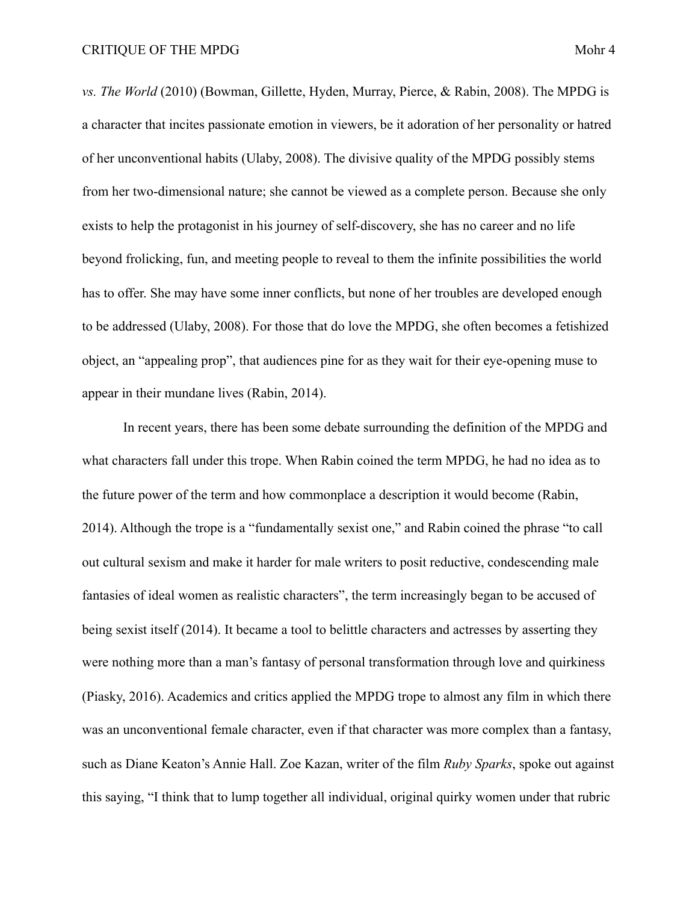*vs. The World* (2010) (Bowman, Gillette, Hyden, Murray, Pierce, & Rabin, 2008). The MPDG is a character that incites passionate emotion in viewers, be it adoration of her personality or hatred of her unconventional habits (Ulaby, 2008). The divisive quality of the MPDG possibly stems from her two-dimensional nature; she cannot be viewed as a complete person. Because she only exists to help the protagonist in his journey of self-discovery, she has no career and no life beyond frolicking, fun, and meeting people to reveal to them the infinite possibilities the world has to offer. She may have some inner conflicts, but none of her troubles are developed enough to be addressed (Ulaby, 2008). For those that do love the MPDG, she often becomes a fetishized object, an "appealing prop", that audiences pine for as they wait for their eye-opening muse to appear in their mundane lives (Rabin, 2014).

In recent years, there has been some debate surrounding the definition of the MPDG and what characters fall under this trope. When Rabin coined the term MPDG, he had no idea as to the future power of the term and how commonplace a description it would become (Rabin, 2014). Although the trope is a "fundamentally sexist one," and Rabin coined the phrase "to call out cultural sexism and make it harder for male writers to posit reductive, condescending male fantasies of ideal women as realistic characters", the term increasingly began to be accused of being sexist itself (2014). It became a tool to belittle characters and actresses by asserting they were nothing more than a man's fantasy of personal transformation through love and quirkiness (Piasky, 2016). Academics and critics applied the MPDG trope to almost any film in which there was an unconventional female character, even if that character was more complex than a fantasy, such as Diane Keaton's Annie Hall. Zoe Kazan, writer of the film *Ruby Sparks*, spoke out against this saying, "I think that to lump together all individual, original quirky women under that rubric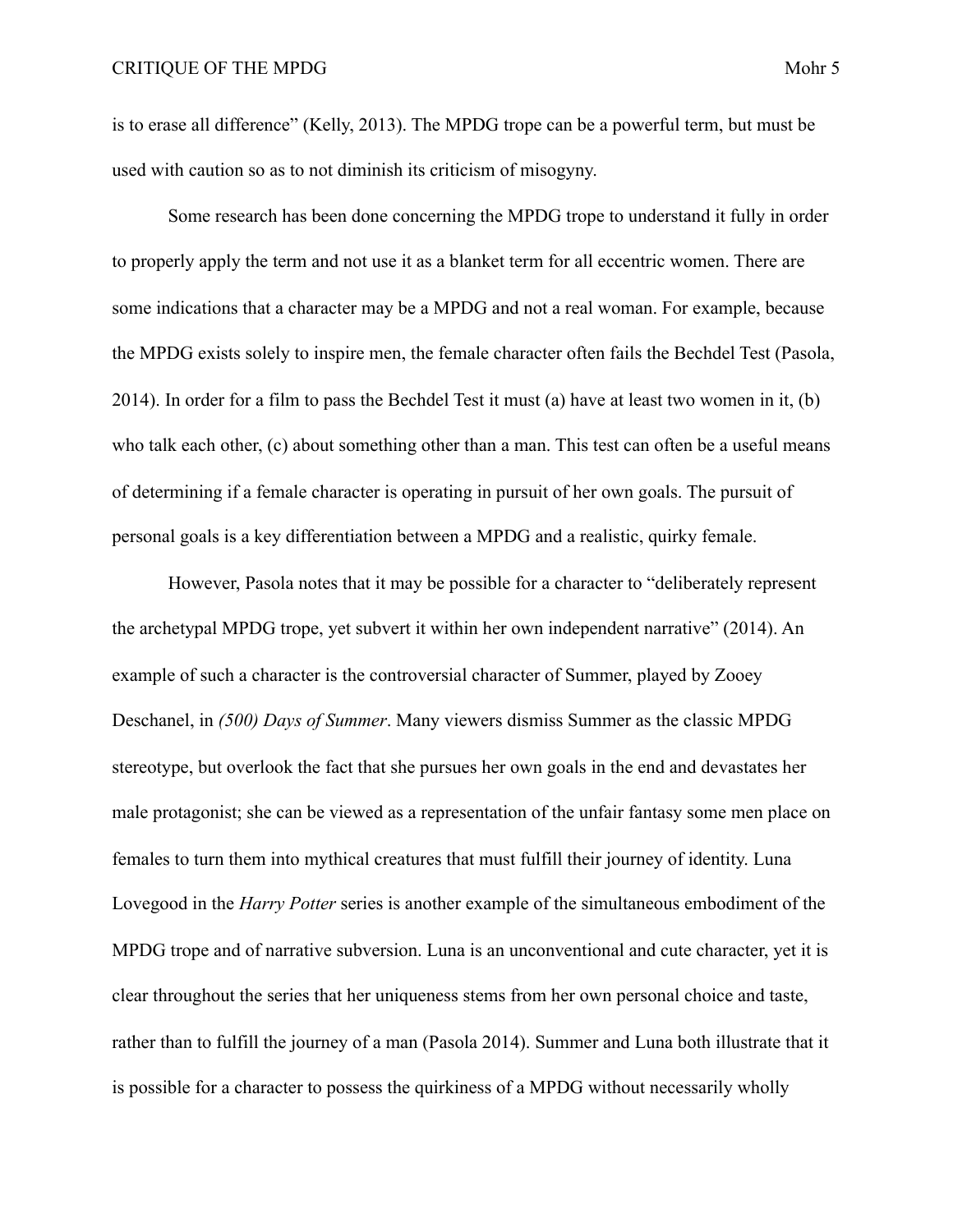is to erase all difference" (Kelly, 2013). The MPDG trope can be a powerful term, but must be used with caution so as to not diminish its criticism of misogyny.

Some research has been done concerning the MPDG trope to understand it fully in order to properly apply the term and not use it as a blanket term for all eccentric women. There are some indications that a character may be a MPDG and not a real woman. For example, because the MPDG exists solely to inspire men, the female character often fails the Bechdel Test (Pasola, 2014). In order for a film to pass the Bechdel Test it must (a) have at least two women in it, (b) who talk each other, (c) about something other than a man. This test can often be a useful means of determining if a female character is operating in pursuit of her own goals. The pursuit of personal goals is a key differentiation between a MPDG and a realistic, quirky female.

However, Pasola notes that it may be possible for a character to "deliberately represent the archetypal MPDG trope, yet subvert it within her own independent narrative" (2014). An example of such a character is the controversial character of Summer, played by Zooey Deschanel, in *(500) Days of Summer*. Many viewers dismiss Summer as the classic MPDG stereotype, but overlook the fact that she pursues her own goals in the end and devastates her male protagonist; she can be viewed as a representation of the unfair fantasy some men place on females to turn them into mythical creatures that must fulfill their journey of identity. Luna Lovegood in the *Harry Potter* series is another example of the simultaneous embodiment of the MPDG trope and of narrative subversion. Luna is an unconventional and cute character, yet it is clear throughout the series that her uniqueness stems from her own personal choice and taste, rather than to fulfill the journey of a man (Pasola 2014). Summer and Luna both illustrate that it is possible for a character to possess the quirkiness of a MPDG without necessarily wholly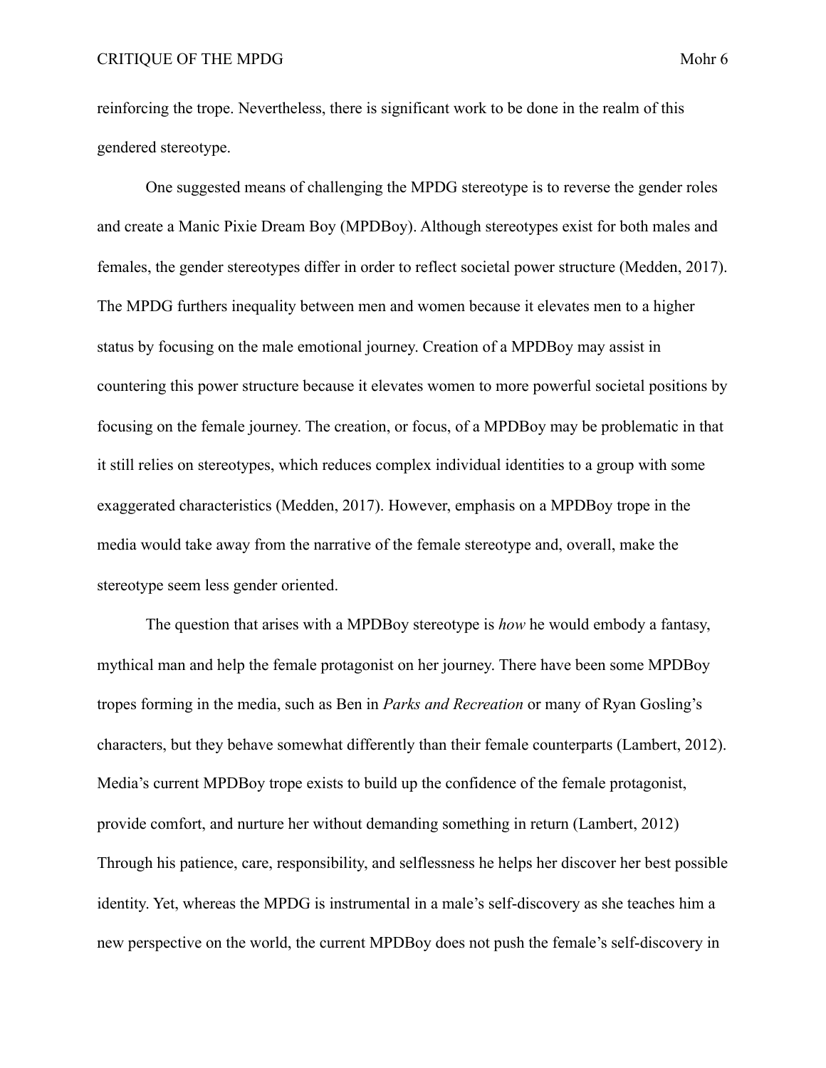reinforcing the trope. Nevertheless, there is significant work to be done in the realm of this gendered stereotype.

One suggested means of challenging the MPDG stereotype is to reverse the gender roles and create a Manic Pixie Dream Boy (MPDBoy). Although stereotypes exist for both males and females, the gender stereotypes differ in order to reflect societal power structure (Medden, 2017). The MPDG furthers inequality between men and women because it elevates men to a higher status by focusing on the male emotional journey. Creation of a MPDBoy may assist in countering this power structure because it elevates women to more powerful societal positions by focusing on the female journey. The creation, or focus, of a MPDBoy may be problematic in that it still relies on stereotypes, which reduces complex individual identities to a group with some exaggerated characteristics (Medden, 2017). However, emphasis on a MPDBoy trope in the media would take away from the narrative of the female stereotype and, overall, make the stereotype seem less gender oriented.

The question that arises with a MPDBoy stereotype is *how* he would embody a fantasy, mythical man and help the female protagonist on her journey. There have been some MPDBoy tropes forming in the media, such as Ben in *Parks and Recreation* or many of Ryan Gosling's characters, but they behave somewhat differently than their female counterparts (Lambert, 2012). Media's current MPDBoy trope exists to build up the confidence of the female protagonist, provide comfort, and nurture her without demanding something in return (Lambert, 2012) Through his patience, care, responsibility, and selflessness he helps her discover her best possible identity. Yet, whereas the MPDG is instrumental in a male's self-discovery as she teaches him a new perspective on the world, the current MPDBoy does not push the female's self-discovery in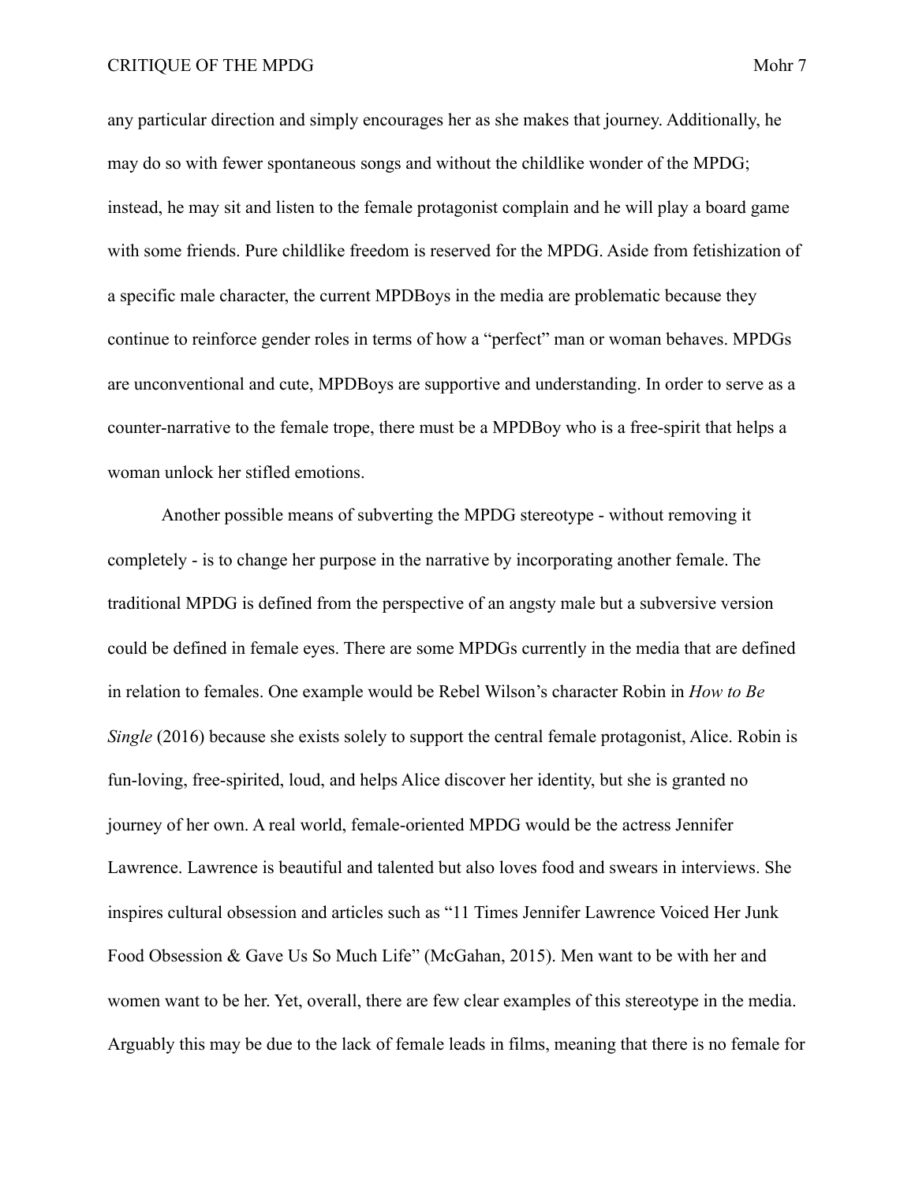any particular direction and simply encourages her as she makes that journey. Additionally, he may do so with fewer spontaneous songs and without the childlike wonder of the MPDG; instead, he may sit and listen to the female protagonist complain and he will play a board game with some friends. Pure childlike freedom is reserved for the MPDG. Aside from fetishization of a specific male character, the current MPDBoys in the media are problematic because they continue to reinforce gender roles in terms of how a "perfect" man or woman behaves. MPDGs are unconventional and cute, MPDBoys are supportive and understanding. In order to serve as a counter-narrative to the female trope, there must be a MPDBoy who is a free-spirit that helps a woman unlock her stifled emotions.

Another possible means of subverting the MPDG stereotype - without removing it completely - is to change her purpose in the narrative by incorporating another female. The traditional MPDG is defined from the perspective of an angsty male but a subversive version could be defined in female eyes. There are some MPDGs currently in the media that are defined in relation to females. One example would be Rebel Wilson's character Robin in *How to Be Single* (2016) because she exists solely to support the central female protagonist, Alice. Robin is fun-loving, free-spirited, loud, and helps Alice discover her identity, but she is granted no journey of her own. A real world, female-oriented MPDG would be the actress Jennifer Lawrence. Lawrence is beautiful and talented but also loves food and swears in interviews. She inspires cultural obsession and articles such as "11 Times Jennifer Lawrence Voiced Her Junk Food Obsession & Gave Us So Much Life" (McGahan, 2015). Men want to be with her and women want to be her. Yet, overall, there are few clear examples of this stereotype in the media. Arguably this may be due to the lack of female leads in films, meaning that there is no female for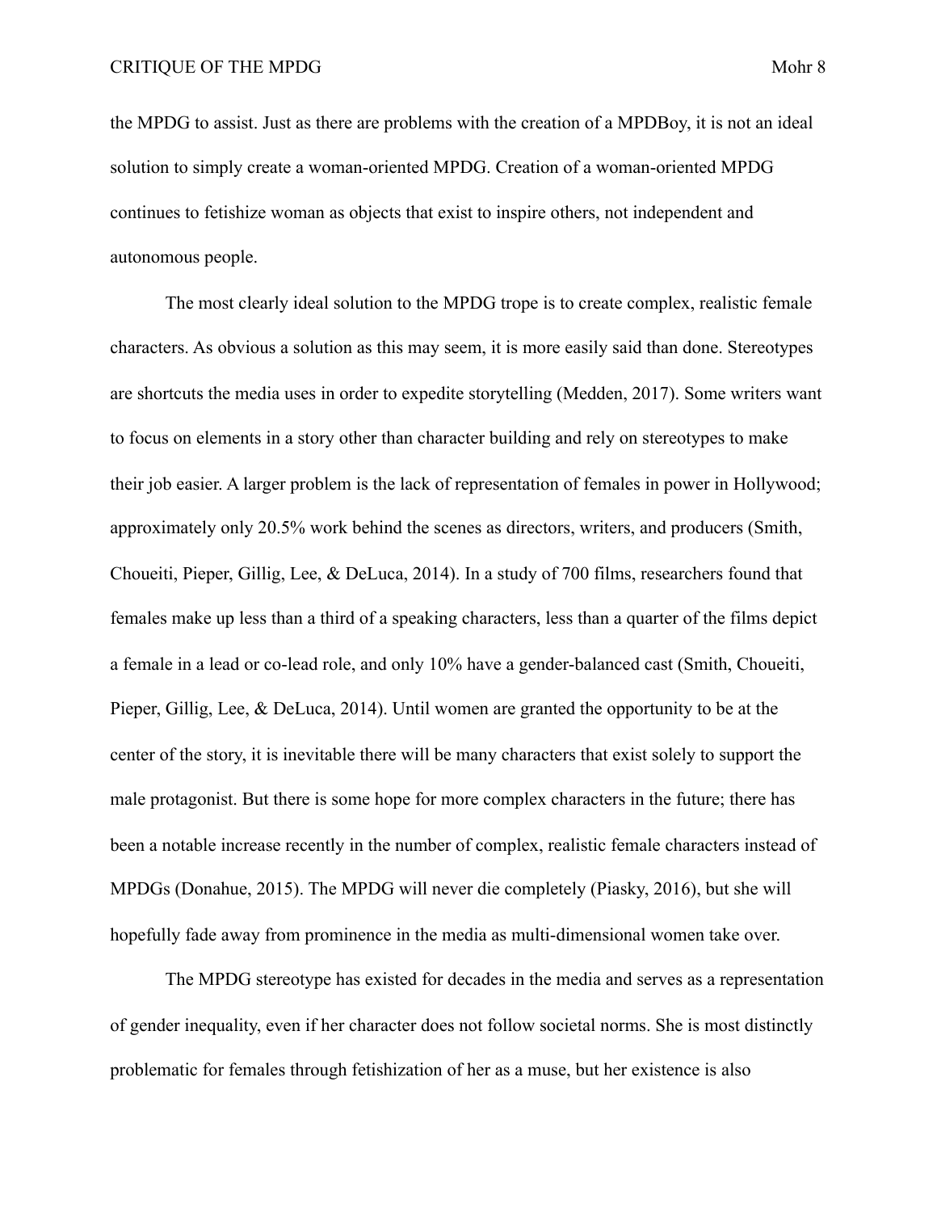the MPDG to assist. Just as there are problems with the creation of a MPDBoy, it is not an ideal solution to simply create a woman-oriented MPDG. Creation of a woman-oriented MPDG continues to fetishize woman as objects that exist to inspire others, not independent and autonomous people.

The most clearly ideal solution to the MPDG trope is to create complex, realistic female characters. As obvious a solution as this may seem, it is more easily said than done. Stereotypes are shortcuts the media uses in order to expedite storytelling (Medden, 2017). Some writers want to focus on elements in a story other than character building and rely on stereotypes to make their job easier. A larger problem is the lack of representation of females in power in Hollywood; approximately only 20.5% work behind the scenes as directors, writers, and producers (Smith, Choueiti, Pieper, Gillig, Lee, & DeLuca, 2014). In a study of 700 films, researchers found that females make up less than a third of a speaking characters, less than a quarter of the films depict a female in a lead or co-lead role, and only 10% have a gender-balanced cast (Smith, Choueiti, Pieper, Gillig, Lee, & DeLuca, 2014). Until women are granted the opportunity to be at the center of the story, it is inevitable there will be many characters that exist solely to support the male protagonist. But there is some hope for more complex characters in the future; there has been a notable increase recently in the number of complex, realistic female characters instead of MPDGs (Donahue, 2015). The MPDG will never die completely (Piasky, 2016), but she will hopefully fade away from prominence in the media as multi-dimensional women take over.

The MPDG stereotype has existed for decades in the media and serves as a representation of gender inequality, even if her character does not follow societal norms. She is most distinctly problematic for females through fetishization of her as a muse, but her existence is also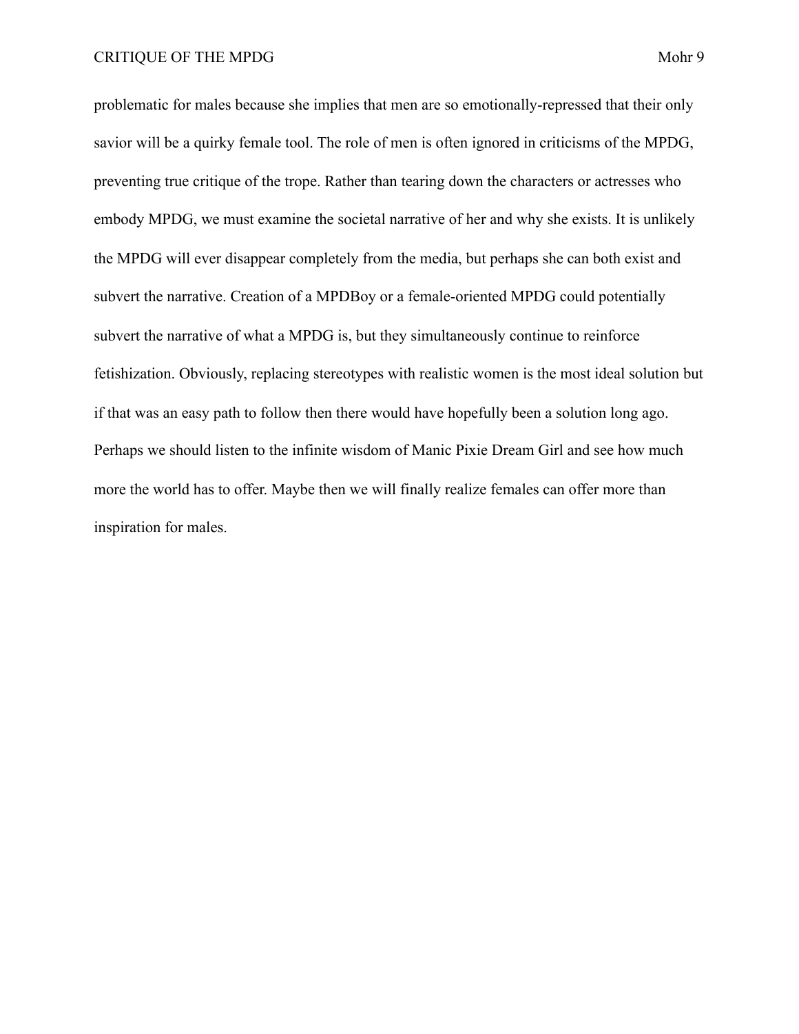problematic for males because she implies that men are so emotionally-repressed that their only savior will be a quirky female tool. The role of men is often ignored in criticisms of the MPDG, preventing true critique of the trope. Rather than tearing down the characters or actresses who embody MPDG, we must examine the societal narrative of her and why she exists. It is unlikely the MPDG will ever disappear completely from the media, but perhaps she can both exist and subvert the narrative. Creation of a MPDBoy or a female-oriented MPDG could potentially subvert the narrative of what a MPDG is, but they simultaneously continue to reinforce fetishization. Obviously, replacing stereotypes with realistic women is the most ideal solution but if that was an easy path to follow then there would have hopefully been a solution long ago. Perhaps we should listen to the infinite wisdom of Manic Pixie Dream Girl and see how much more the world has to offer. Maybe then we will finally realize females can offer more than inspiration for males.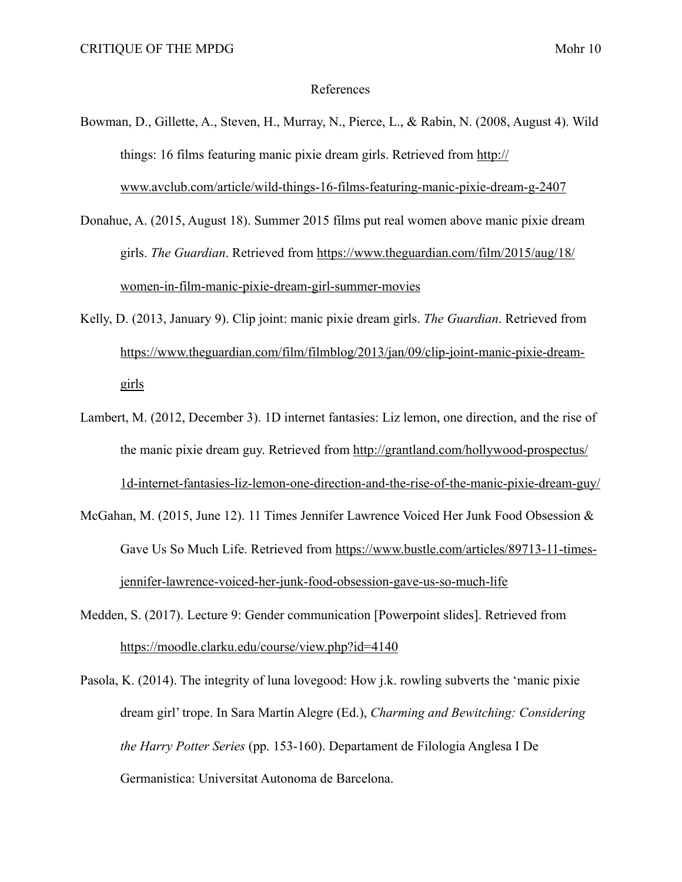# References

Bowman, D., Gillette, A., Steven, H., Murray, N., Pierce, L., & Rabin, N. (2008, August 4). Wild things: 16 films featuring manic pixie dream girls. Retrieved from http://www.avclub.com/article/wild-things-16-films-featuring-manic-pixie-dream-g-2407

Donahue, A. (2015, August 18). Summer 2015 films put real women above manic pixie dream girls. *The Guardian*. Retrieved from https://www.theguardian.com/film/2015/aug/18/women-in-film-manic-pixie-dream-girl-summer-movies

Kelly, D. (2013, January 9). Clip joint: manic pixie dream girls. *The Guardian*. Retrieved from https://www.theguardian.com/film/filmblog/2013/jan/09/clip-joint-manic-pixie-dream-girls

Lambert, M. (2012, December 3). 1D internet fantasies: Liz lemon, one direction, and the rise of the manic pixie dream guy. Retrieved from http://grantland.com/hollywood-prospectus/1d-internet-fantasies-liz-lemon-one-direction-and-the-rise-of-the-manic-pixie-dream-guy/

McGahan, M. (2015, June 12). 11 Times Jennifer Lawrence Voiced Her Junk Food Obsession & Gave Us So Much Life. Retrieved from https://www.bustle.com/articles/89713-11-times-jennifer-lawrence-voiced-her-junk-food-obsession-gave-us-so-much-life

Medden, S. (2017). Lecture 9: Gender communication [Powerpoint slides]. Retrieved from https://moodle.clarku.edu/course/view.php?id=4140

Pasola, K. (2014). The integrity of luna lovegood: How j.k. rowling subverts the 'manic pixie dream girl' trope. In Sara Martín Alegre (Ed.), *Charming and Bewitching: Considering the Harry Potter Series* (pp. 153-160). Departament de Filologia Anglesa I De Germanistica: Universitat Autonoma de Barcelona.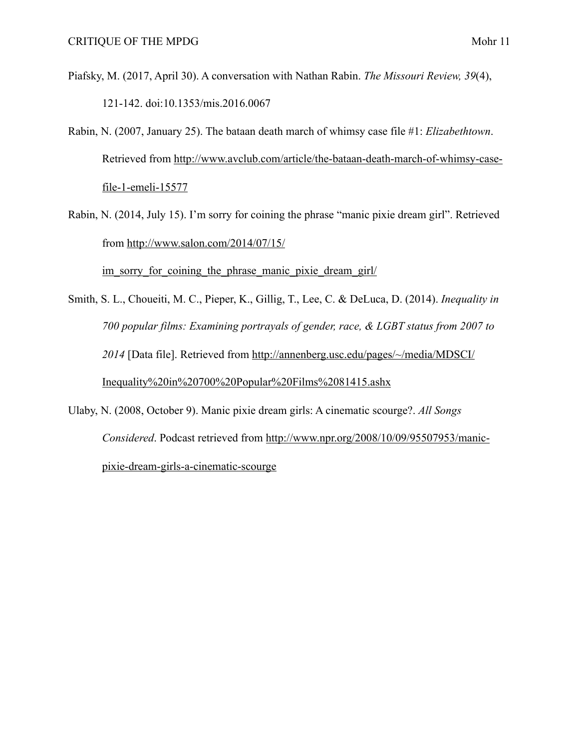Piafsky, M. (2017, April 30). A conversation with Nathan Rabin. *The Missouri Review, 39*(4), 121-142. doi:10.1353/mis.2016.0067

Rabin, N. (2007, January 25). The bataan death march of whimsy case file #1: *Elizabethtown*. Retrieved from http://www.avclub.com/article/the-bataan-death-march-of-whimsy-case-file-1-emeli-15577

Rabin, N. (2014, July 15). I'm sorry for coining the phrase "manic pixie dream girl". Retrieved from http://www.salon.com/2014/07/15/im_sorry_for_coining_the_phrase_manic_pixie_dream_girl/

Smith, S. L., Choueiti, M. C., Pieper, K., Gillig, T., Lee, C. & DeLuca, D. (2014). *Inequality in 700 popular films: Examining portrayals of gender, race, & LGBT status from 2007 to 2014* [Data file]. Retrieved from http://annenberg.usc.edu/pages/~/media/MDSCI/Inequality%20in%20700%20Popular%20Films%2081415.ashx

Ulaby, N. (2008, October 9). Manic pixie dream girls: A cinematic scourge?. *All Songs Considered*. Podcast retrieved from http://www.npr.org/2008/10/09/95507953/manic-pixie-dream-girls-a-cinematic-scourge